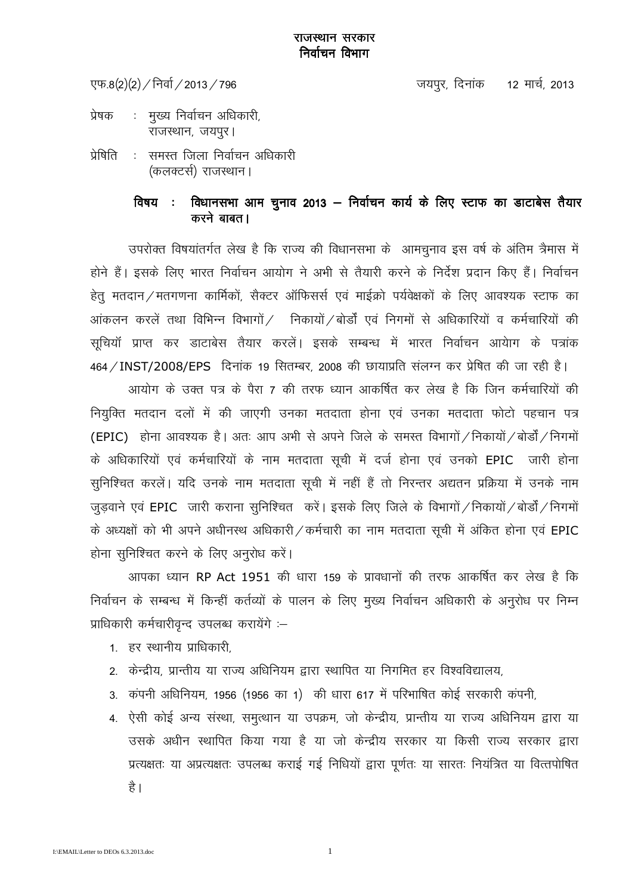**राजस्थान सरकार**
**निर्वाचन विभाग**

एफ.8(2)(2)/निर्वा/2013/796 जयपुर, दिनांक 12 मार्च, 2013

प्रेषक : मुख्य निर्वाचन अधिकारी,
राजस्थान, जयपुर।

प्रेषिति : समस्त जिला निर्वाचन अधिकारी
(कलक्टर्स) राजस्थान।

**विषय : विधानसभा आम चुनाव 2013 – निर्वाचन कार्य के लिए स्टाफ का डाटाबेस तैयार करने बाबत।**

उपरोक्त विषयांतर्गत लेख है कि राज्य की विधानसभा के आमचुनाव इस वर्ष के अंतिम त्रैमास में होने हैं। इसके लिए भारत निर्वाचन आयोग ने अभी से तैयारी करने के निर्देश प्रदान किए हैं। निर्वाचन हेतु मतदान/मतगणना कार्मिकों, सैक्टर ऑफिसर्स एवं माईक्रो पर्यवेक्षकों के लिए आवश्यक स्टाफ का आंकलन करलें तथा विभिन्न विभागों/ निकायों/बोर्डों एवं निगमों से अधिकारियों व कर्मचारियों की सूचियॉ प्राप्त कर डाटाबेस तैयार करलें। इसके सम्बन्ध में भारत निर्वाचन आयोग के पत्रांक 464/INST/2008/EPS दिनांक 19 सितम्बर, 2008 की छायाप्रति संलग्न कर प्रेषित की जा रही है।

आयोग के उक्त पत्र के पैरा 7 की तरफ ध्यान आकर्षित कर लेख है कि जिन कर्मचारियों की नियुक्ति मतदान दलों में की जाएगी उनका मतदाता होना एवं उनका मतदाता फोटो पहचान पत्र (EPIC) होना आवश्यक है। अतः आप अभी से अपने जिले के समस्त विभागों/निकायों/बोर्डों/निगमों के अधिकारियों एवं कर्मचारियों के नाम मतदाता सूची में दर्ज होना एवं उनको EPIC जारी होना सुनिश्चित करलें। यदि उनके नाम मतदाता सूची में नहीं हैं तो निरन्तर अद्यतन प्रक्रिया में उनके नाम जुड़वाने एवं EPIC जारी कराना सुनिश्चित करें। इसके लिए जिले के विभागों/निकायों/बोर्डों/निगमों के अध्यक्षों को भी अपने अधीनस्थ अधिकारी/कर्मचारी का नाम मतदाता सूची में अंकित होना एवं EPIC होना सुनिश्चित करने के लिए अनुरोध करें।

आपका ध्यान RP Act 1951 की धारा 159 के प्रावधानों की तरफ आकर्षित कर लेख है कि निर्वाचन के सम्बन्ध में किन्हीं कर्तव्यों के पालन के लिए मुख्य निर्वाचन अधिकारी के अनुरोध पर निम्न प्राधिकारी कर्मचारीवृन्द उपलब्ध करायेंगे :–

1. हर स्थानीय प्राधिकारी,
2. केन्द्रीय, प्रान्तीय या राज्य अधिनियम द्वारा स्थापित या निगमित हर विश्वविद्यालय,
3. कंपनी अधिनियम, 1956 (1956 का 1) की धारा 617 में परिभाषित कोई सरकारी कंपनी,
4. ऐसी कोई अन्य संस्था, समुत्थान या उपक्रम, जो केन्द्रीय, प्रान्तीय या राज्य अधिनियम द्वारा या उसके अधीन स्थापित किया गया है या जो केन्द्रीय सरकार या किसी राज्य सरकार द्वारा प्रत्यक्षतः या अप्रत्यक्षतः उपलब्ध कराई गई निधियों द्वारा पूर्णतः या सारतः नियंत्रित या वित्तपोषित है।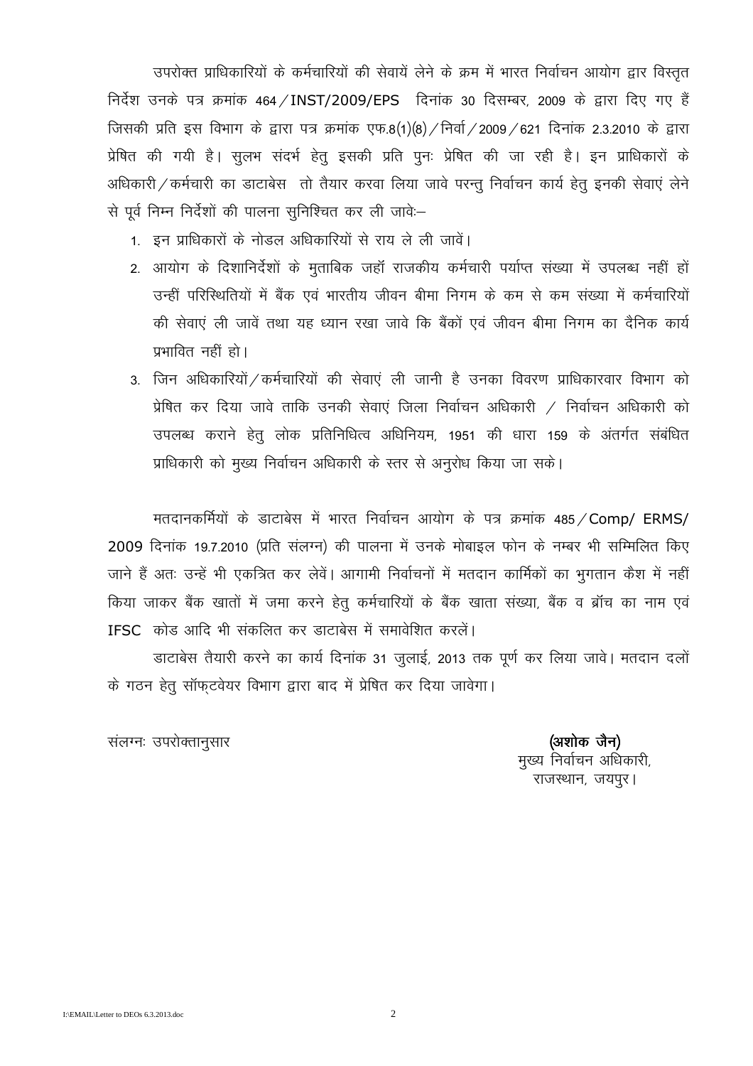उपरोक्त प्राधिकारियों के कर्मचारियों की सेवायें लेने के क्रम में भारत निर्वाचन आयोग द्वार विस्तृत निर्देश उनके पत्र क्रमांक 464/INST/2009/EPS दिनांक 30 दिसम्बर, 2009 के द्वारा दिए गए हैं जिसकी प्रति इस विभाग के द्वारा पत्र क्रमांक एफ.8(1)(8)/निर्वा/2009/621 दिनांक 2.3.2010 के द्वारा प्रेषित की गयी है। सुलभ संदर्भ हेतु इसकी प्रति पुनः प्रेषित की जा रही है। इन प्राधिकारों के अधिकारी/कर्मचारी का डाटाबेस तो तैयार करवा लिया जावे परन्तु निर्वाचन कार्य हेतु इनकी सेवाएं लेने से पूर्व निम्न निर्देशों की पालना सुनिश्चित कर ली जावेः–

1. इन प्राधिकारों के नोडल अधिकारियों से राय ले ली जावें।
2. आयोग के दिशानिर्देशों के मुताबिक जहॉ राजकीय कर्मचारी पर्याप्त संख्या में उपलब्ध नहीं हों उन्हीं परिस्थितियों में बैंक एवं भारतीय जीवन बीमा निगम के कम से कम संख्या में कर्मचारियों की सेवाएं ली जावें तथा यह ध्यान रखा जावे कि बैंकों एवं जीवन बीमा निगम का दैनिक कार्य प्रभावित नहीं हो।
3. जिन अधिकारियों/कर्मचारियों की सेवाएं ली जानी है उनका विवरण प्राधिकारवार विभाग को प्रेषित कर दिया जावे ताकि उनकी सेवाएं जिला निर्वाचन अधिकारी / निर्वाचन अधिकारी को उपलब्ध कराने हेतु लोक प्रतिनिधित्व अधिनियम, 1951 की धारा 159 के अंतर्गत संबंधित प्राधिकारी को मुख्य निर्वाचन अधिकारी के स्तर से अनुरोध किया जा सके।

मतदानकर्मियों के डाटाबेस में भारत निर्वाचन आयोग के पत्र क्रमांक 485/Comp/ ERMS/ 2009 दिनांक 19.7.2010 (प्रति संलग्न) की पालना में उनके मोबाइल फोन के नम्बर भी सम्मिलित किए जाने हैं अतः उन्हें भी एकत्रित कर लेवें। आगामी निर्वाचनों में मतदान कार्मिकों का भुगतान कैश में नहीं किया जाकर बैंक खातों में जमा करने हेतु कर्मचारियों के बैंक खाता संख्या, बैंक व ब्रॉच का नाम एवं IFSC कोड आदि भी संकलित कर डाटाबेस में समावेशित करलें।

डाटाबेस तैयारी करने का कार्य दिनांक 31 जुलाई, 2013 तक पूर्ण कर लिया जावे। मतदान दलों के गठन हेतु सॉफ्टवेयर विभाग द्वारा बाद में प्रेषित कर दिया जावेगा।

संलग्नः उपरोक्तानुसार

**(अशोक जैन)**
मुख्य निर्वाचन अधिकारी,
राजस्थान, जयपुर।

I:\EMAIL\Letter to DEOs 6.3.2013.doc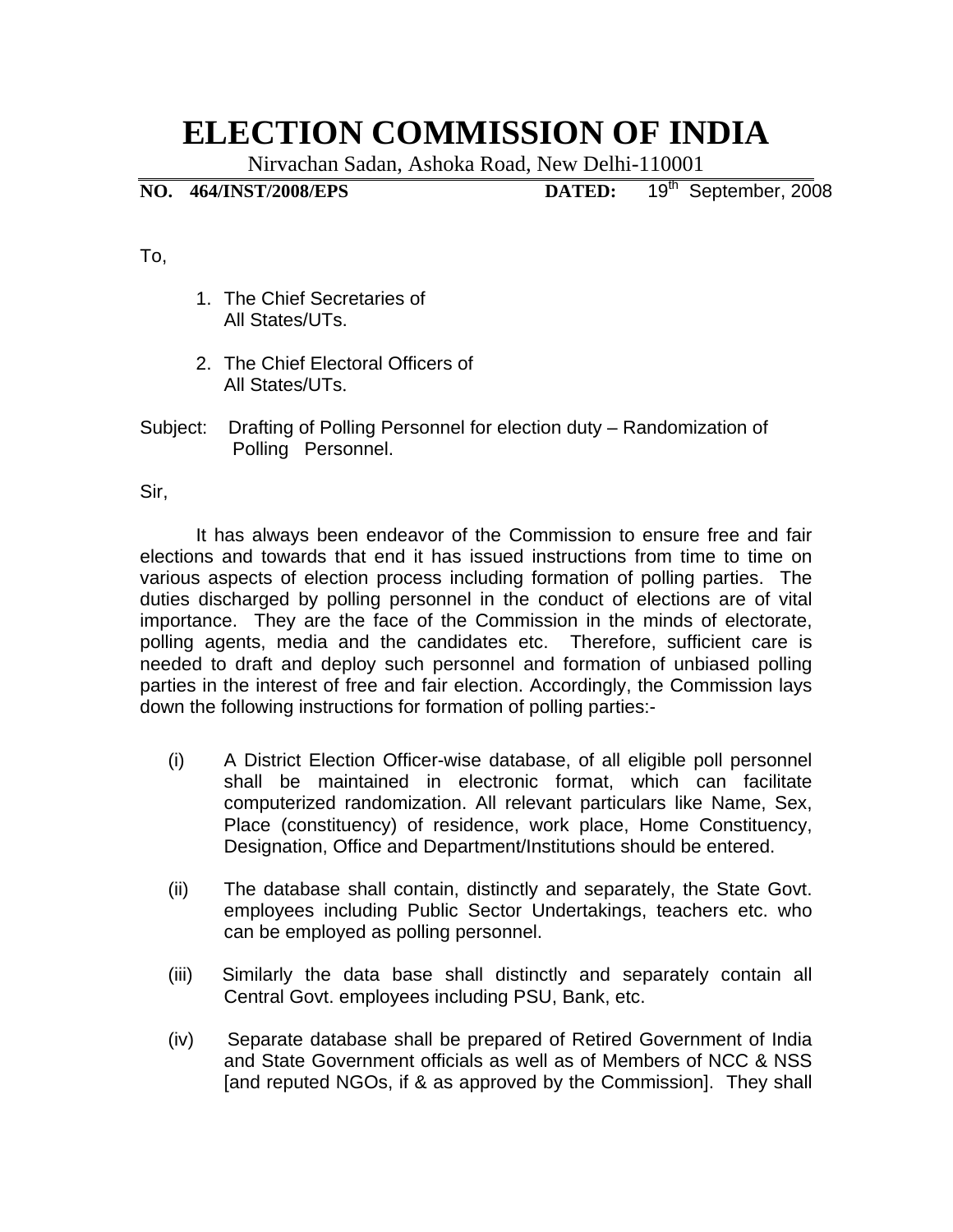# ELECTION COMMISSION OF INDIA

Nirvachan Sadan, Ashoka Road, New Delhi-110001

**NO. 464/INST/2008/EPS** **DATED:** 19th September, 2008

To,

1. The Chief Secretaries of All States/UTs.

2. The Chief Electoral Officers of All States/UTs.

Subject: Drafting of Polling Personnel for election duty – Randomization of Polling Personnel.

Sir,

It has always been endeavor of the Commission to ensure free and fair elections and towards that end it has issued instructions from time to time on various aspects of election process including formation of polling parties. The duties discharged by polling personnel in the conduct of elections are of vital importance. They are the face of the Commission in the minds of electorate, polling agents, media and the candidates etc. Therefore, sufficient care is needed to draft and deploy such personnel and formation of unbiased polling parties in the interest of free and fair election. Accordingly, the Commission lays down the following instructions for formation of polling parties:-

(i) A District Election Officer-wise database, of all eligible poll personnel shall be maintained in electronic format, which can facilitate computerized randomization. All relevant particulars like Name, Sex, Place (constituency) of residence, work place, Home Constituency, Designation, Office and Department/Institutions should be entered.

(ii) The database shall contain, distinctly and separately, the State Govt. employees including Public Sector Undertakings, teachers etc. who can be employed as polling personnel.

(iii) Similarly the data base shall distinctly and separately contain all Central Govt. employees including PSU, Bank, etc.

(iv) Separate database shall be prepared of Retired Government of India and State Government officials as well as of Members of NCC & NSS [and reputed NGOs, if & as approved by the Commission]. They shall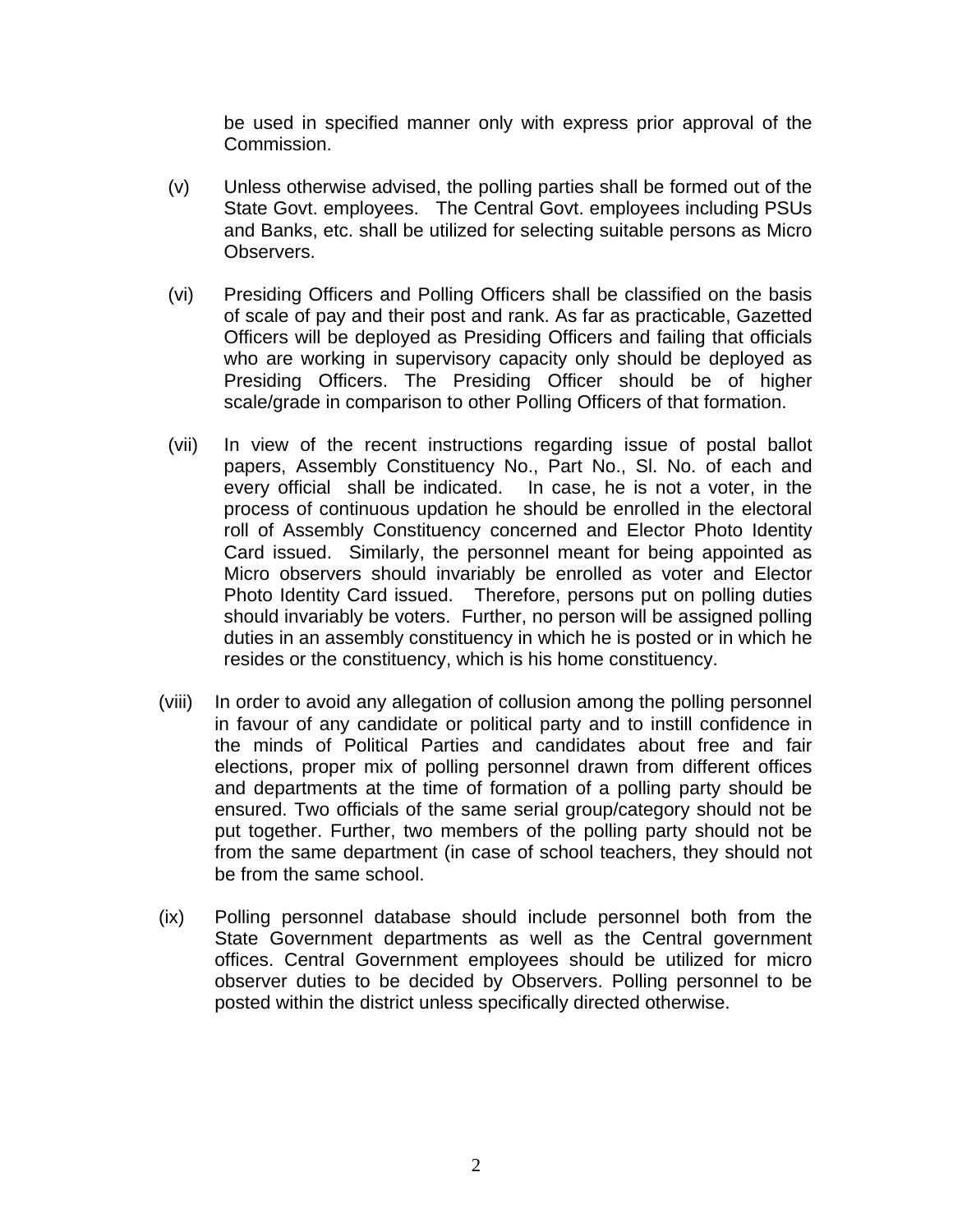be used in specified manner only with express prior approval of the Commission.

(v) Unless otherwise advised, the polling parties shall be formed out of the State Govt. employees. The Central Govt. employees including PSUs and Banks, etc. shall be utilized for selecting suitable persons as Micro Observers.

(vi) Presiding Officers and Polling Officers shall be classified on the basis of scale of pay and their post and rank. As far as practicable, Gazetted Officers will be deployed as Presiding Officers and failing that officials who are working in supervisory capacity only should be deployed as Presiding Officers. The Presiding Officer should be of higher scale/grade in comparison to other Polling Officers of that formation.

(vii) In view of the recent instructions regarding issue of postal ballot papers, Assembly Constituency No., Part No., Sl. No. of each and every official shall be indicated. In case, he is not a voter, in the process of continuous updation he should be enrolled in the electoral roll of Assembly Constituency concerned and Elector Photo Identity Card issued. Similarly, the personnel meant for being appointed as Micro observers should invariably be enrolled as voter and Elector Photo Identity Card issued. Therefore, persons put on polling duties should invariably be voters. Further, no person will be assigned polling duties in an assembly constituency in which he is posted or in which he resides or the constituency, which is his home constituency.

(viii) In order to avoid any allegation of collusion among the polling personnel in favour of any candidate or political party and to instill confidence in the minds of Political Parties and candidates about free and fair elections, proper mix of polling personnel drawn from different offices and departments at the time of formation of a polling party should be ensured. Two officials of the same serial group/category should not be put together. Further, two members of the polling party should not be from the same department (in case of school teachers, they should not be from the same school.

(ix) Polling personnel database should include personnel both from the State Government departments as well as the Central government offices. Central Government employees should be utilized for micro observer duties to be decided by Observers. Polling personnel to be posted within the district unless specifically directed otherwise.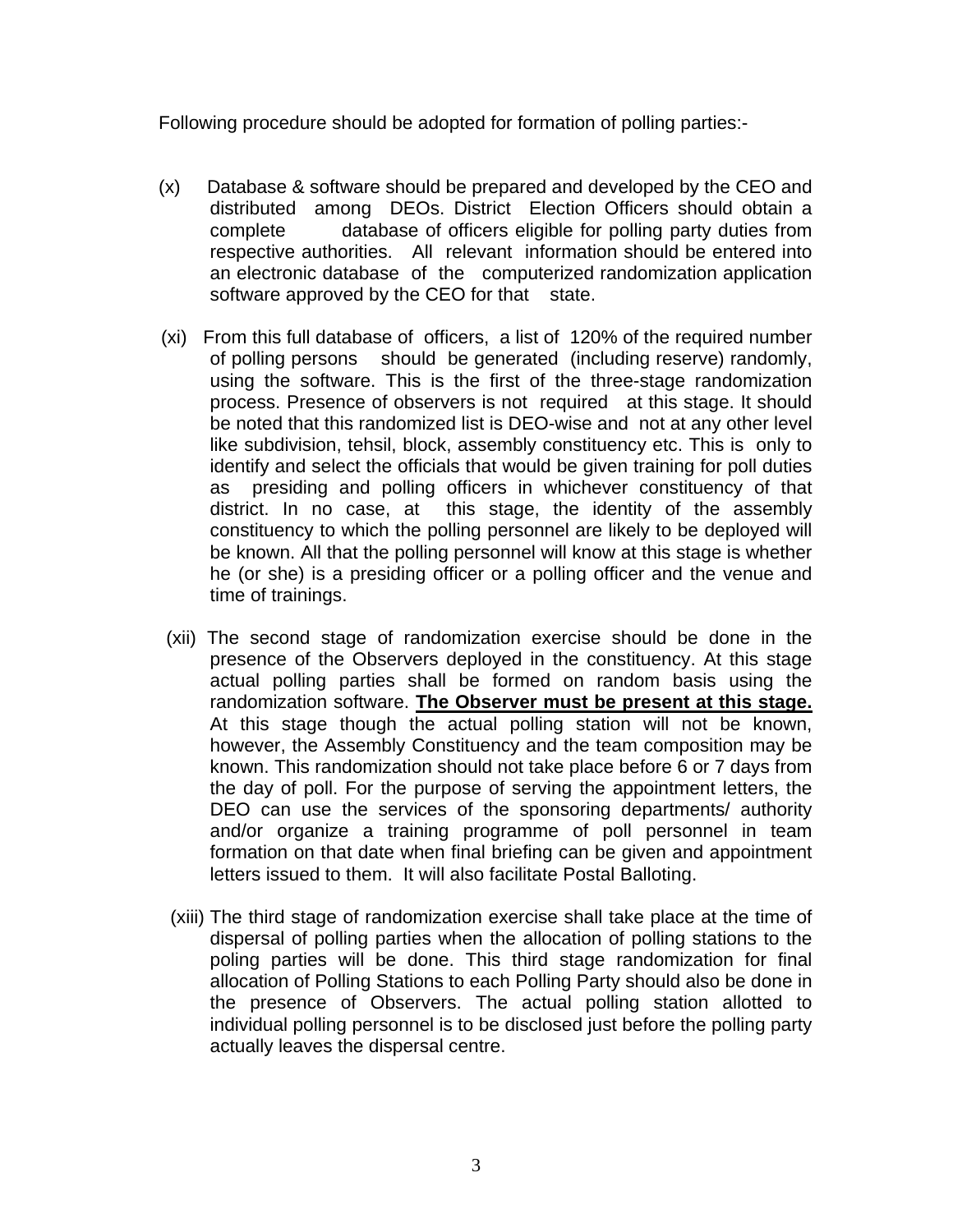Following procedure should be adopted for formation of polling parties:-

(x) Database & software should be prepared and developed by the CEO and distributed among DEOs. District Election Officers should obtain a complete database of officers eligible for polling party duties from respective authorities. All relevant information should be entered into an electronic database of the computerized randomization application software approved by the CEO for that state.

(xi) From this full database of officers, a list of 120% of the required number of polling persons should be generated (including reserve) randomly, using the software. This is the first of the three-stage randomization process. Presence of observers is not required at this stage. It should be noted that this randomized list is DEO-wise and not at any other level like subdivision, tehsil, block, assembly constituency etc. This is only to identify and select the officials that would be given training for poll duties as presiding and polling officers in whichever constituency of that district. In no case, at this stage, the identity of the assembly constituency to which the polling personnel are likely to be deployed will be known. All that the polling personnel will know at this stage is whether he (or she) is a presiding officer or a polling officer and the venue and time of trainings.

(xii) The second stage of randomization exercise should be done in the presence of the Observers deployed in the constituency. At this stage actual polling parties shall be formed on random basis using the randomization software. **The Observer must be present at this stage.** At this stage though the actual polling station will not be known, however, the Assembly Constituency and the team composition may be known. This randomization should not take place before 6 or 7 days from the day of poll. For the purpose of serving the appointment letters, the DEO can use the services of the sponsoring departments/ authority and/or organize a training programme of poll personnel in team formation on that date when final briefing can be given and appointment letters issued to them. It will also facilitate Postal Balloting.

(xiii) The third stage of randomization exercise shall take place at the time of dispersal of polling parties when the allocation of polling stations to the poling parties will be done. This third stage randomization for final allocation of Polling Stations to each Polling Party should also be done in the presence of Observers. The actual polling station allotted to individual polling personnel is to be disclosed just before the polling party actually leaves the dispersal centre.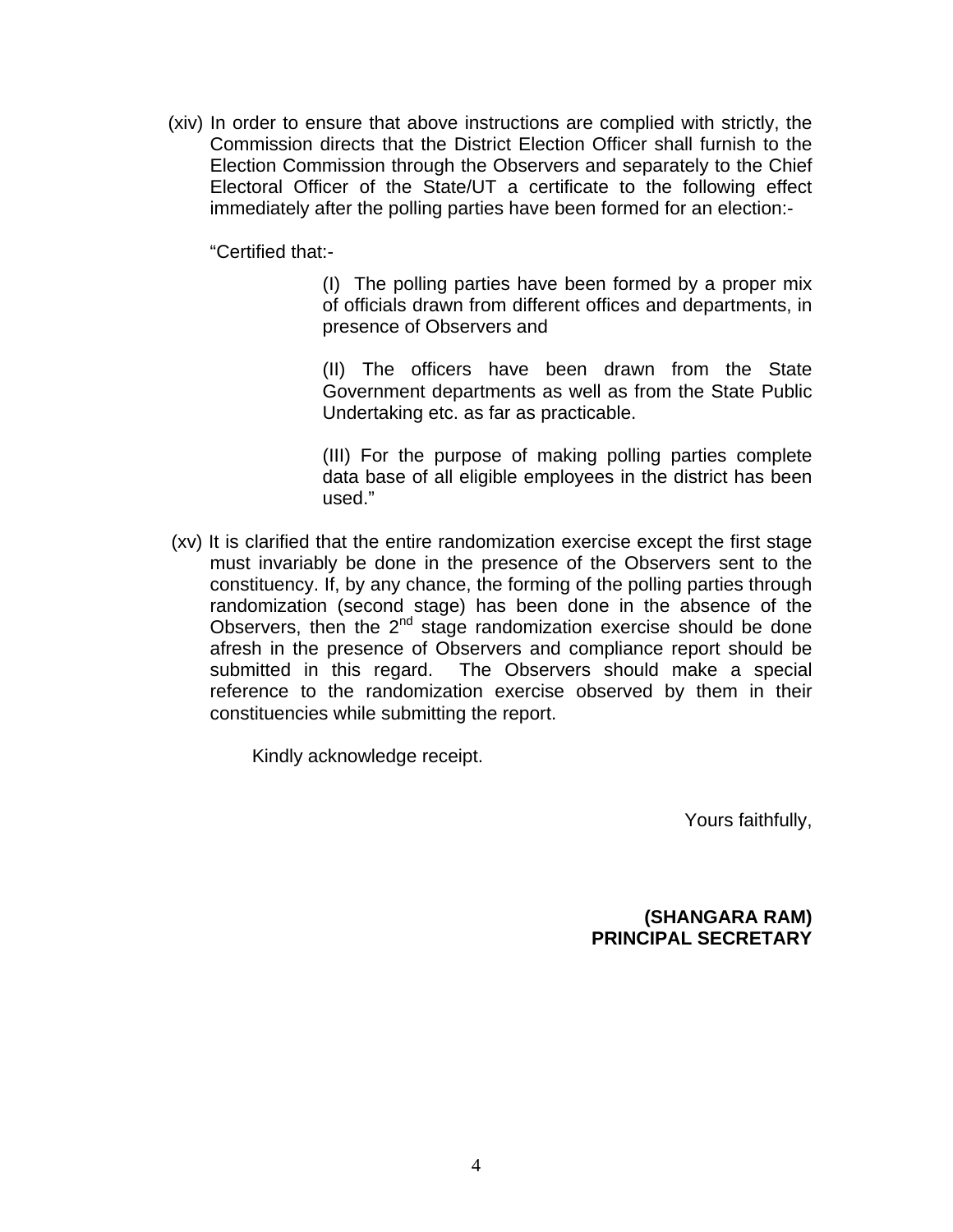(xiv) In order to ensure that above instructions are complied with strictly, the Commission directs that the District Election Officer shall furnish to the Election Commission through the Observers and separately to the Chief Electoral Officer of the State/UT a certificate to the following effect immediately after the polling parties have been formed for an election:-

"Certified that:-

> (I) The polling parties have been formed by a proper mix of officials drawn from different offices and departments, in presence of Observers and
>
> (II) The officers have been drawn from the State Government departments as well as from the State Public Undertaking etc. as far as practicable.
>
> (III) For the purpose of making polling parties complete data base of all eligible employees in the district has been used."

(xv) It is clarified that the entire randomization exercise except the first stage must invariably be done in the presence of the Observers sent to the constituency. If, by any chance, the forming of the polling parties through randomization (second stage) has been done in the absence of the Observers, then the 2nd stage randomization exercise should be done afresh in the presence of Observers and compliance report should be submitted in this regard. The Observers should make a special reference to the randomization exercise observed by them in their constituencies while submitting the report.

Kindly acknowledge receipt.

Yours faithfully,

**(SHANGARA RAM)**
**PRINCIPAL SECRETARY**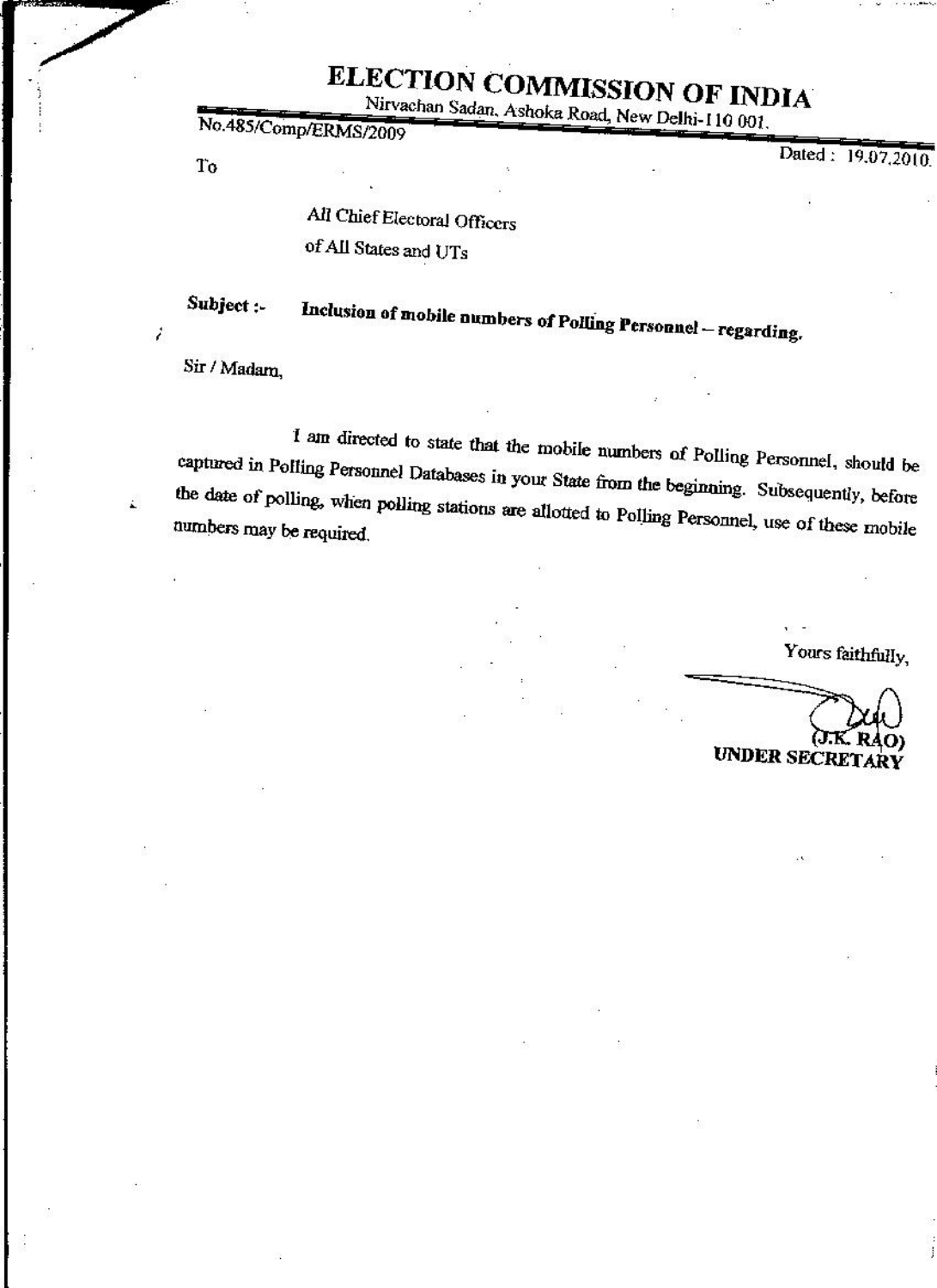# ELECTION COMMISSION OF INDIA

Nirvachan Sadan, Ashoka Road, New Delhi-110 001.

No.485/Comp/ERMS/2009

Dated : 19.07.2010.

To

All Chief Electoral Officers
of All States and UTs

**Subject :-** **Inclusion of mobile numbers of Polling Personnel – regarding.**

Sir / Madam,

I am directed to state that the mobile numbers of Polling Personnel, should be captured in Polling Personnel Databases in your State from the beginning. Subsequently, before the date of polling, when polling stations are allotted to Polling Personnel, use of these mobile numbers may be required.

Yours faithfully,

(J.K. RAO)
**UNDER SECRETARY**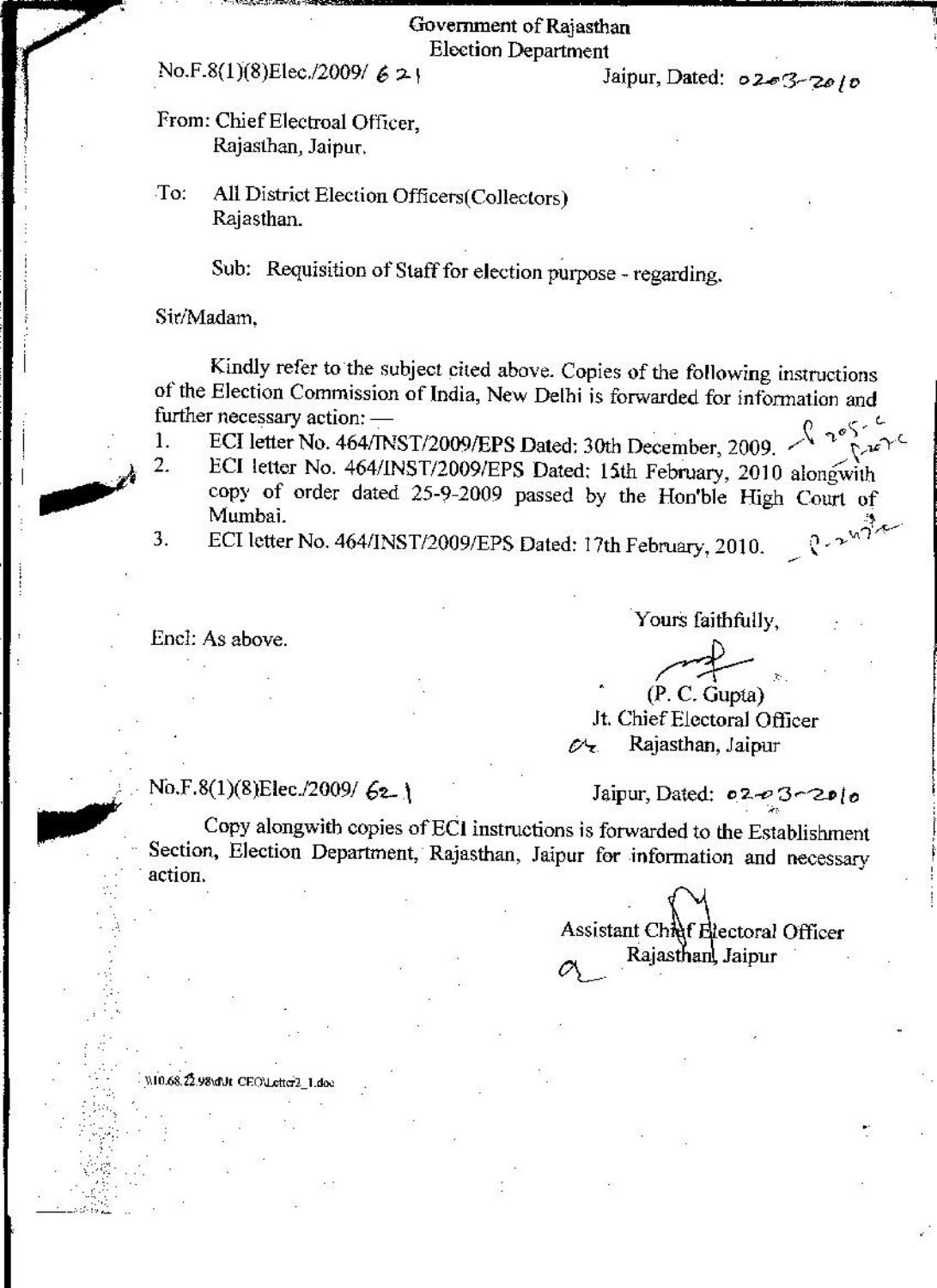Government of Rajasthan
Election Department

No.F.8(1)(8)Elec./2009/ 621 Jaipur, Dated: 02-03-2010

From: Chief Electroal Officer,
Rajasthan, Jaipur.

To: All District Election Officers(Collectors)
Rajasthan.

Sub: Requisition of Staff for election purpose - regarding.

Sir/Madam,

Kindly refer to the subject cited above. Copies of the following instructions of the Election Commission of India, New Delhi is forwarded for information and further necessary action: —

1. ECI letter No. 464/INST/2009/EPS Dated: 30th December, 2009.
2. ECI letter No. 464/INST/2009/EPS Dated: 15th February, 2010 alongwith copy of order dated 25-9-2009 passed by the Hon'ble High Court of Mumbai.
3. ECI letter No. 464/INST/2009/EPS Dated: 17th February, 2010.

Encl: As above.

Yours faithfully,

(P. C. Gupta)
Jt. Chief Electoral Officer
Rajasthan, Jaipur

No.F.8(1)(8)Elec./2009/ 621 Jaipur, Dated: 02-03-2010

Copy alongwith copies of ECI instructions is forwarded to the Establishment Section, Election Department, Rajasthan, Jaipur for information and necessary action.

Assistant Chief Electoral Officer
Rajasthan, Jaipur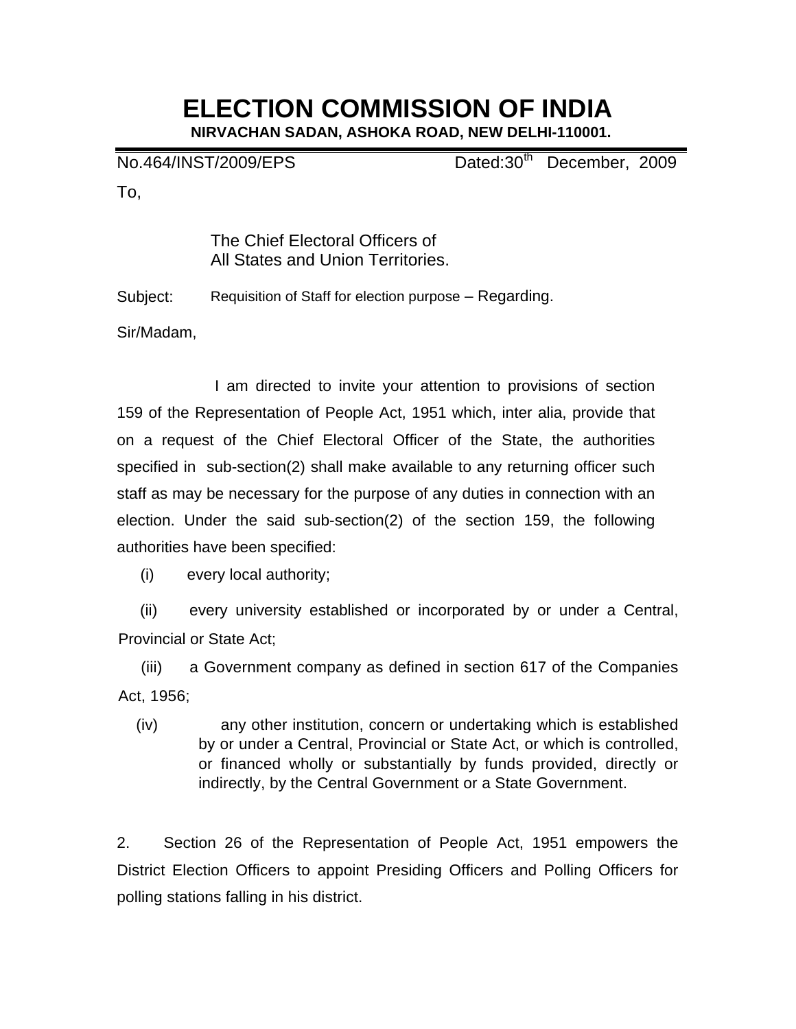# ELECTION COMMISSION OF INDIA

**NIRVACHAN SADAN, ASHOKA ROAD, NEW DELHI-110001.**

No.464/INST/2009/EPS Dated:30th December, 2009

To,

The Chief Electoral Officers of
All States and Union Territories.

Subject: Requisition of Staff for election purpose – Regarding.

Sir/Madam,

I am directed to invite your attention to provisions of section 159 of the Representation of People Act, 1951 which, inter alia, provide that on a request of the Chief Electoral Officer of the State, the authorities specified in sub-section(2) shall make available to any returning officer such staff as may be necessary for the purpose of any duties in connection with an election. Under the said sub-section(2) of the section 159, the following authorities have been specified:

(i) every local authority;

(ii) every university established or incorporated by or under a Central, Provincial or State Act;

(iii) a Government company as defined in section 617 of the Companies Act, 1956;

(iv) any other institution, concern or undertaking which is established by or under a Central, Provincial or State Act, or which is controlled, or financed wholly or substantially by funds provided, directly or indirectly, by the Central Government or a State Government.

2. Section 26 of the Representation of People Act, 1951 empowers the District Election Officers to appoint Presiding Officers and Polling Officers for polling stations falling in his district.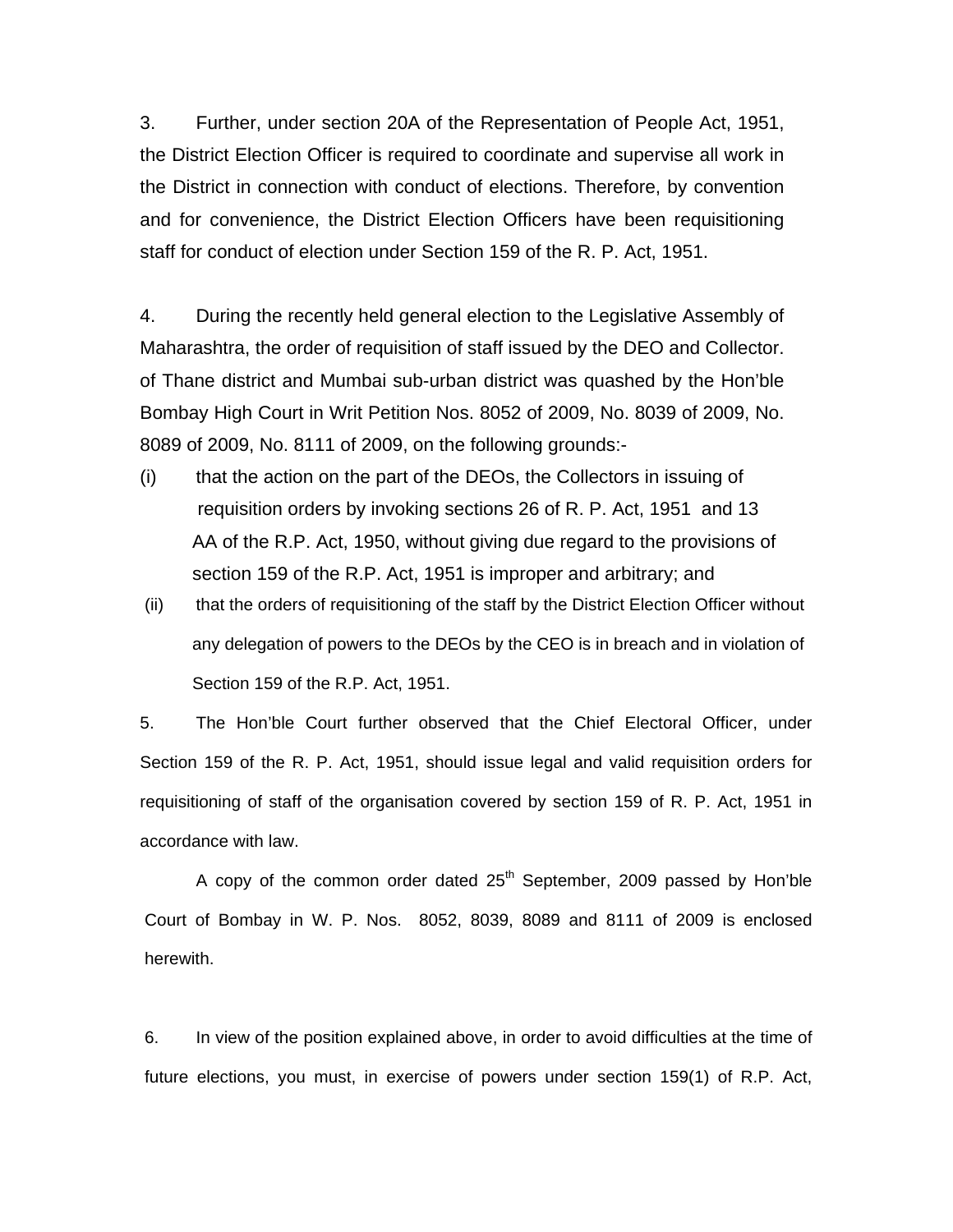3. Further, under section 20A of the Representation of People Act, 1951, the District Election Officer is required to coordinate and supervise all work in the District in connection with conduct of elections. Therefore, by convention and for convenience, the District Election Officers have been requisitioning staff for conduct of election under Section 159 of the R. P. Act, 1951.

4. During the recently held general election to the Legislative Assembly of Maharashtra, the order of requisition of staff issued by the DEO and Collector. of Thane district and Mumbai sub-urban district was quashed by the Hon'ble Bombay High Court in Writ Petition Nos. 8052 of 2009, No. 8039 of 2009, No. 8089 of 2009, No. 8111 of 2009, on the following grounds:-

(i) that the action on the part of the DEOs, the Collectors in issuing of requisition orders by invoking sections 26 of R. P. Act, 1951 and 13 AA of the R.P. Act, 1950, without giving due regard to the provisions of section 159 of the R.P. Act, 1951 is improper and arbitrary; and

(ii) that the orders of requisitioning of the staff by the District Election Officer without any delegation of powers to the DEOs by the CEO is in breach and in violation of Section 159 of the R.P. Act, 1951.

5. The Hon'ble Court further observed that the Chief Electoral Officer, under Section 159 of the R. P. Act, 1951, should issue legal and valid requisition orders for requisitioning of staff of the organisation covered by section 159 of R. P. Act, 1951 in accordance with law.

A copy of the common order dated 25th September, 2009 passed by Hon'ble Court of Bombay in W. P. Nos. 8052, 8039, 8089 and 8111 of 2009 is enclosed herewith.

6. In view of the position explained above, in order to avoid difficulties at the time of future elections, you must, in exercise of powers under section 159(1) of R.P. Act,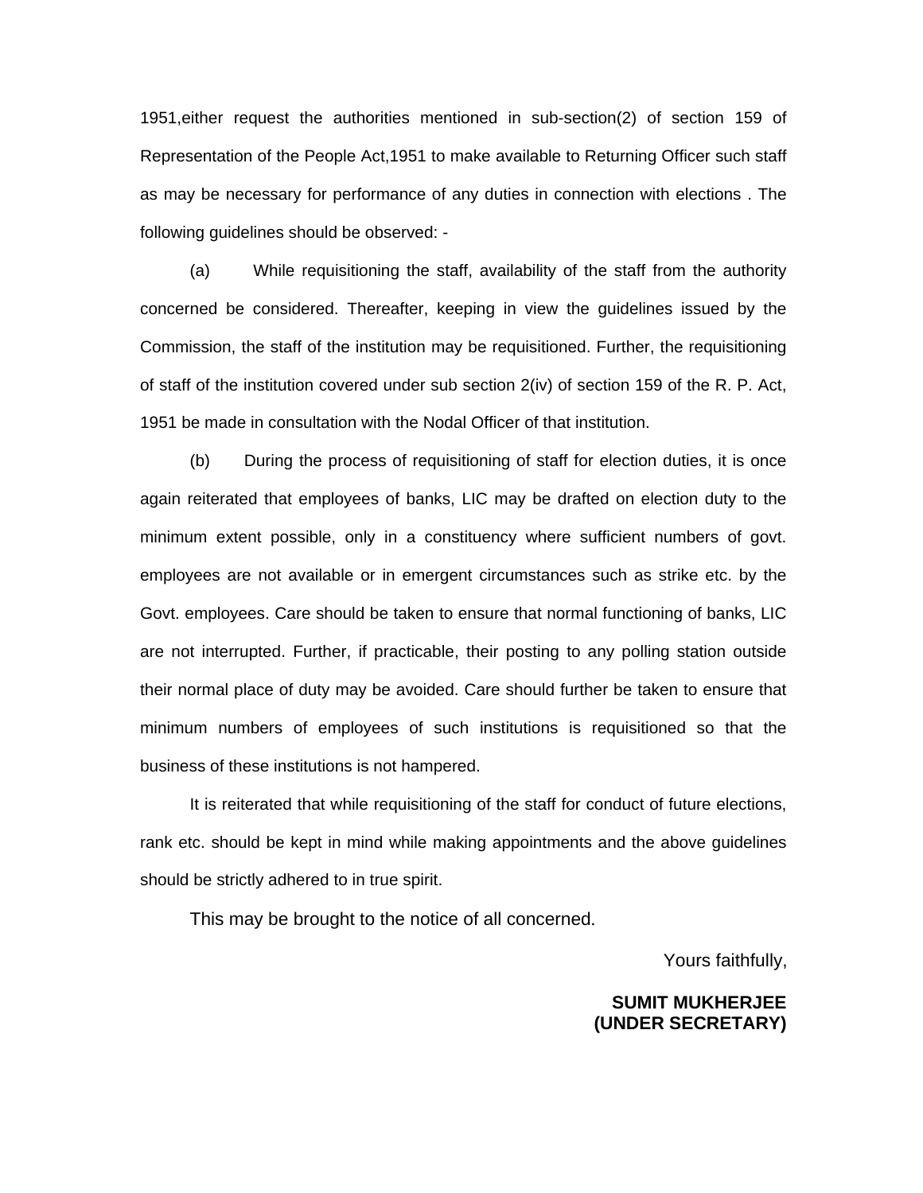1951,either request the authorities mentioned in sub-section(2) of section 159 of Representation of the People Act,1951 to make available to Returning Officer such staff as may be necessary for performance of any duties in connection with elections . The following guidelines should be observed: -

(a) While requisitioning the staff, availability of the staff from the authority concerned be considered. Thereafter, keeping in view the guidelines issued by the Commission, the staff of the institution may be requisitioned. Further, the requisitioning of staff of the institution covered under sub section 2(iv) of section 159 of the R. P. Act, 1951 be made in consultation with the Nodal Officer of that institution.

(b) During the process of requisitioning of staff for election duties, it is once again reiterated that employees of banks, LIC may be drafted on election duty to the minimum extent possible, only in a constituency where sufficient numbers of govt. employees are not available or in emergent circumstances such as strike etc. by the Govt. employees. Care should be taken to ensure that normal functioning of banks, LIC are not interrupted. Further, if practicable, their posting to any polling station outside their normal place of duty may be avoided. Care should further be taken to ensure that minimum numbers of employees of such institutions is requisitioned so that the business of these institutions is not hampered.

It is reiterated that while requisitioning of the staff for conduct of future elections, rank etc. should be kept in mind while making appointments and the above guidelines should be strictly adhered to in true spirit.

This may be brought to the notice of all concerned.

Yours faithfully,

**SUMIT MUKHERJEE**
**(UNDER SECRETARY)**